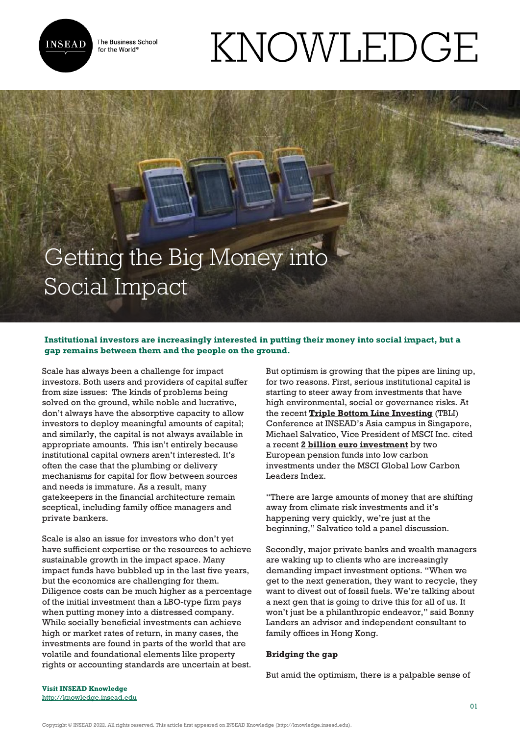# Getting the Big Money into Social Impact

**Institutional investors are increasingly interested in putting their money into social impact, but a gap remains between them and the people on the ground.**

Scale has always been a challenge for impact investors. Both users and providers of capital suffer from size issues: The kinds of problems being solved on the ground, while noble and lucrative, don't always have the absorptive capacity to allow investors to deploy meaningful amounts of capital; and similarly, the capital is not always available in appropriate amounts. This isn't entirely because institutional capital owners aren't interested. It's often the case that the plumbing or delivery mechanisms for capital for flow between sources and needs is immature. As a result, many gatekeepers in the financial architecture remain sceptical, including family office managers and private bankers.

Scale is also an issue for investors who don't yet have sufficient expertise or the resources to achieve sustainable growth in the impact space. Many impact funds have bubbled up in the last five years, but the economics are challenging for them. Diligence costs can be much higher as a percentage of the initial investment than a LBO-type firm pays when putting money into a distressed company. While socially beneficial investments can achieve high or market rates of return, in many cases, the investments are found in parts of the world that are volatile and foundational elements like property rights or accounting standards are uncertain at best.

But optimism is growing that the pipes are lining up, for two reasons. First, serious institutional capital is starting to steer away from investments that have high environmental, social or governance risks. At the recent **Triple Bottom Line Investing** (TBLI) Conference at INSEAD's Asia campus in Singapore, Michael Salvatico, Vice President of MSCI Inc. cited a recent **2 billion euro investment** by two European pension funds into low carbon investments under the MSCI Global Low Carbon Leaders Index.

"There are large amounts of money that are shifting away from climate risk investments and it's happening very quickly, we're just at the beginning," Salvatico told a panel discussion.

Secondly, major private banks and wealth managers are waking up to clients who are increasingly demanding impact investment options. "When we get to the next generation, they want to recycle, they want to divest out of fossil fuels. We're talking about a next gen that is going to drive this for all of us. It won't just be a philanthropic endeavor," said Bonny Landers an advisor and independent consultant to family offices in Hong Kong.

**Bridging the gap**

But amid the optimism, there is a palpable sense of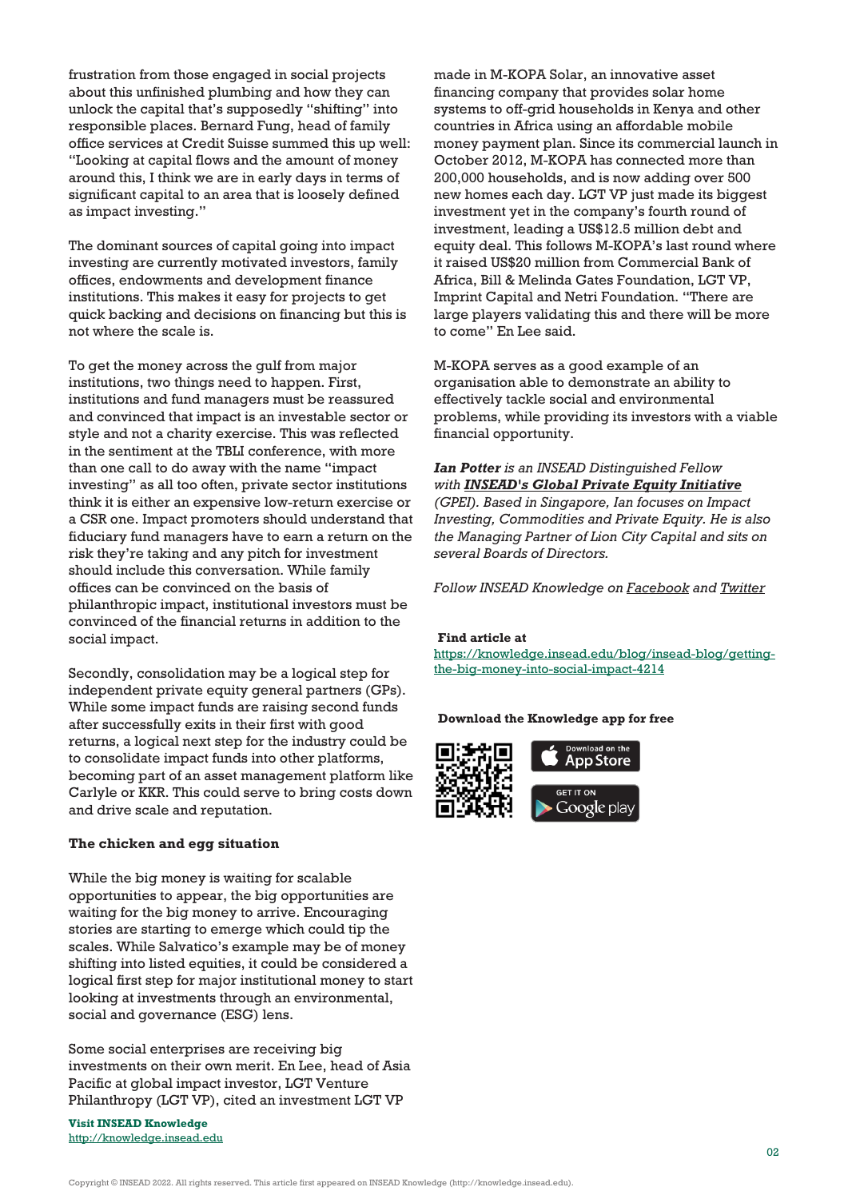frustration from those engaged in social projects about this unfinished plumbing and how they can unlock the capital that's supposedly "shifting" into responsible places. Bernard Fung, head of family office services at Credit Suisse summed this up well: "Looking at capital flows and the amount of money around this, I think we are in early days in terms of significant capital to an area that is loosely defined as impact investing."

The dominant sources of capital going into impact investing are currently motivated investors, family offices, endowments and development finance institutions. This makes it easy for projects to get quick backing and decisions on financing but this is not where the scale is.

To get the money across the gulf from major institutions, two things need to happen. First, institutions and fund managers must be reassured and convinced that impact is an investable sector or style and not a charity exercise. This was reflected in the sentiment at the TBLI conference, with more than one call to do away with the name "impact investing" as all too often, private sector institutions think it is either an expensive low-return exercise or a CSR one. Impact promoters should understand that fiduciary fund managers have to earn a return on the risk they're taking and any pitch for investment should include this conversation. While family offices can be convinced on the basis of philanthropic impact, institutional investors must be convinced of the financial returns in addition to the social impact.

Secondly, consolidation may be a logical step for independent private equity general partners (GPs). While some impact funds are raising second funds after successfully exits in their first with good returns, a logical next step for the industry could be to consolidate impact funds into other platforms, becoming part of an asset management platform like Carlyle or KKR. This could serve to bring costs down and drive scale and reputation.

**The chicken and egg situation**

While the big money is waiting for scalable opportunities to appear, the big opportunities are waiting for the big money to arrive. Encouraging stories are starting to emerge which could tip the scales. While Salvatico's example may be of money shifting into listed equities, it could be considered a logical first step for major institutional money to start looking at investments through an environmental, social and governance (ESG) lens.

Some social enterprises are receiving big investments on their own merit. En Lee, head of Asia Pacific at global impact investor, LGT Venture Philanthropy (LGT VP), cited an investment LGT VP made in M-KOPA Solar, an innovative asset financing company that provides solar home systems to off-grid households in Kenya and other countries in Africa using an affordable mobile money payment plan. Since its commercial launch in October 2012, M-KOPA has connected more than 200,000 households, and is now adding over 500 new homes each day. LGT VP just made its biggest investment yet in the company's fourth round of investment, leading a US$12.5 million debt and equity deal. This follows M-KOPA's last round where it raised US$20 million from Commercial Bank of Africa, Bill & Melinda Gates Foundation, LGT VP, Imprint Capital and Netri Foundation. "There are large players validating this and there will be more to come" En Lee said.

M-KOPA serves as a good example of an organisation able to demonstrate an ability to effectively tackle social and environmental problems, while providing its investors with a viable financial opportunity.

***Ian Potter*** *is an INSEAD Distinguished Fellow with* ***INSEAD's Global Private Equity Initiative*** *(GPEI). Based in Singapore, Ian focuses on Impact Investing, Commodities and Private Equity. He is also the Managing Partner of Lion City Capital and sits on several Boards of Directors.*

*Follow INSEAD Knowledge on Facebook and Twitter*

**Find article at**
https://knowledge.insead.edu/blog/insead-blog/getting-the-big-money-into-social-impact-4214

**Download the Knowledge app for free**

Download on the App Store

GET IT ON Google play

**Visit INSEAD Knowledge**
http://knowledge.insead.edu

Copyright © INSEAD 2022. All rights reserved. This article first appeared on INSEAD Knowledge (http://knowledge.insead.edu).